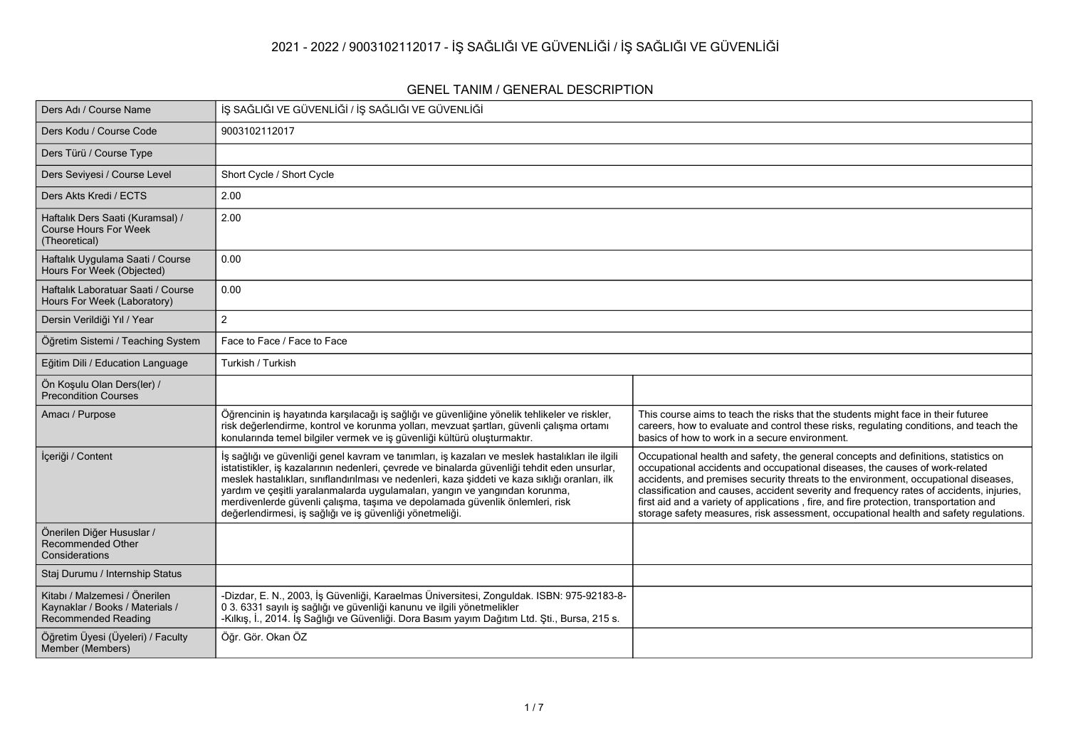# 2021 - 2022 / 9003102112017 - İŞ SAĞLIĞI VE GÜVENLİĞİ / İŞ SAĞLIĞI VE GÜVENLİĞİ

## GENEL TANIM / GENERAL DESCRIPTION

| | | |
|---|---|---|
| Ders Adı / Course Name | İŞ SAĞLIĞI VE GÜVENLİĞİ / İŞ SAĞLIĞI VE GÜVENLİĞİ | |
| Ders Kodu / Course Code | 9003102112017 | |
| Ders Türü / Course Type | | |
| Ders Seviyesi / Course Level | Short Cycle / Short Cycle | |
| Ders Akts Kredi / ECTS | 2.00 | |
| Haftalık Ders Saati (Kuramsal) / Course Hours For Week (Theoretical) | 2.00 | |
| Haftalık Uygulama Saati / Course Hours For Week (Objected) | 0.00 | |
| Haftalık Laboratuar Saati / Course Hours For Week (Laboratory) | 0.00 | |
| Dersin Verildiği Yıl / Year | 2 | |
| Öğretim Sistemi / Teaching System | Face to Face / Face to Face | |
| Eğitim Dili / Education Language | Turkish / Turkish | |
| Ön Koşulu Olan Ders(ler) / Precondition Courses | | |
| Amacı / Purpose | Öğrencinin iş hayatında karşılacağı iş sağlığı ve güvenliğine yönelik tehlikeler ve riskler, risk değerlendirme, kontrol ve korunma yolları, mevzuat şartları, güvenli çalışma ortamı konularında temel bilgiler vermek ve iş güvenliği kültürü oluşturmaktır. | This course aims to teach the risks that the students might face in their futuree careers, how to evaluate and control these risks, regulating conditions, and teach the basics of how to work in a secure environment. |
| İçeriği / Content | İş sağlığı ve güvenliği genel kavram ve tanımları, iş kazaları ve meslek hastalıkları ile ilgili istatistikler, iş kazalarının nedenleri, çevrede ve binalarda güvenliği tehdit eden unsurlar, meslek hastalıkları, sınıflandırılması ve nedenleri, kaza şiddeti ve kaza sıklığı oranları, ilk yardım ve çeşitli yaralanmalarda uygulamaları, yangın ve yangından korunma, merdivenlerde güvenli çalışma, taşıma ve depolamada güvenlik önlemleri, risk değerlendirmesi, iş sağlığı ve iş güvenliği yönetmeliği. | Occupational health and safety, the general concepts and definitions, statistics on occupational accidents and occupational diseases, the causes of work-related accidents, and premises security threats to the environment, occupational diseases, classification and causes, accident severity and frequency rates of accidents, injuries, first aid and a variety of applications , fire, and fire protection, transportation and storage safety measures, risk assessment, occupational health and safety regulations. |
| Önerilen Diğer Hususlar / Recommended Other Considerations | | |
| Staj Durumu / Internship Status | | |
| Kitabı / Malzemesi / Önerilen Kaynaklar / Books / Materials / Recommended Reading | -Dizdar, E. N., 2003, İş Güvenliği, Karaelmas Üniversitesi, Zonguldak. ISBN: 975-92183-8-0 3. 6331 sayılı iş sağlığı ve güvenliği kanunu ve ilgili yönetmelikler<br>-Kılkış, İ., 2014. İş Sağlığı ve Güvenliği. Dora Basım yayım Dağıtım Ltd. Şti., Bursa, 215 s. | |
| Öğretim Üyesi (Üyeleri) / Faculty Member (Members) | Öğr. Gör. Okan ÖZ | |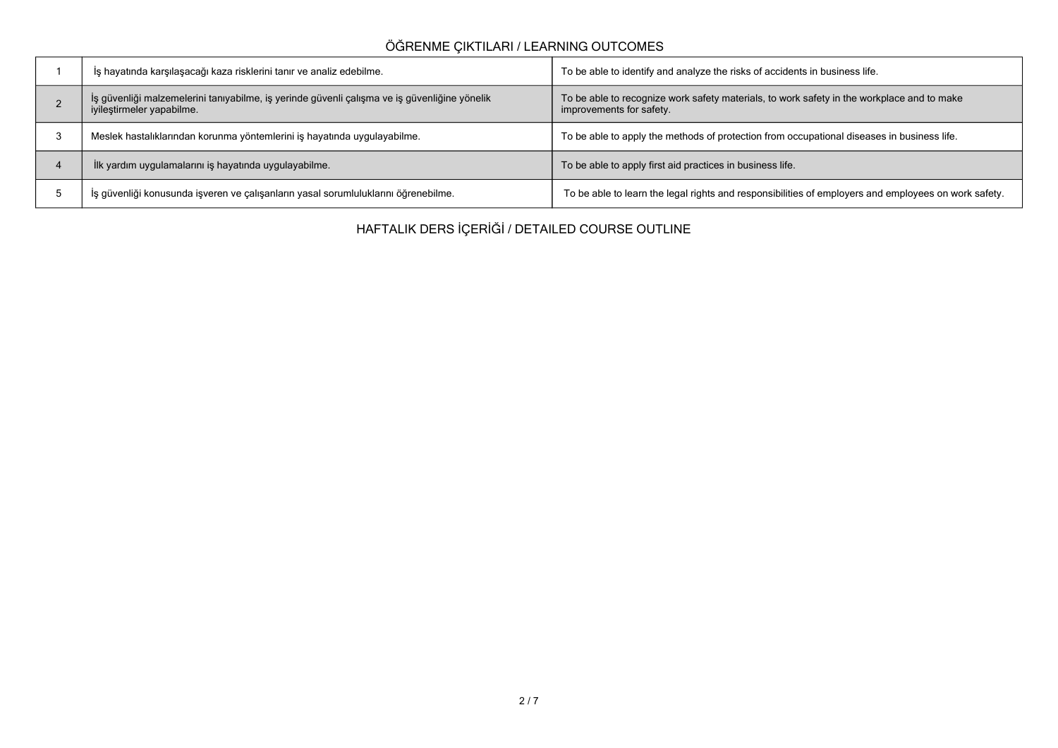## ÖĞRENME ÇIKTILARI / LEARNING OUTCOMES

| | | |
|---|---|---|
| 1 | İş hayatında karşılaşacağı kaza risklerini tanır ve analiz edebilme. | To be able to identify and analyze the risks of accidents in business life. |
| 2 | İş güvenliği malzemelerini tanıyabilme, iş yerinde güvenli çalışma ve iş güvenliğine yönelik iyileştirmeler yapabilme. | To be able to recognize work safety materials, to work safety in the workplace and to make improvements for safety. |
| 3 | Meslek hastalıklarından korunma yöntemlerini iş hayatında uygulayabilme. | To be able to apply the methods of protection from occupational diseases in business life. |
| 4 | İlk yardım uygulamalarını iş hayatında uygulayabilme. | To be able to apply first aid practices in business life. |
| 5 | İş güvenliği konusunda işveren ve çalışanların yasal sorumluluklarını öğrenebilme. | To be able to learn the legal rights and responsibilities of employers and employees on work safety. |

## HAFTALIK DERS İÇERİĞİ / DETAILED COURSE OUTLINE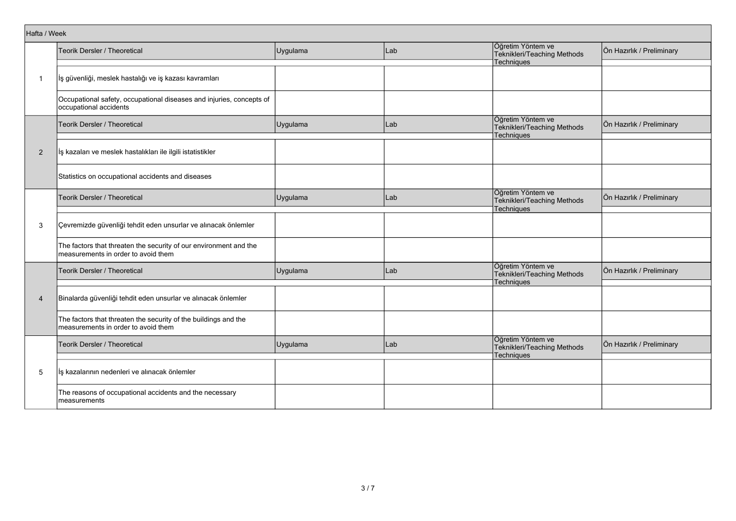| Hafta / Week | Teorik Dersler / Theoretical | Uygulama | Lab | Öğretim Yöntem ve Teknikleri/Teaching Methods Techniques | Ön Hazırlık / Preliminary |
|---|---|---|---|---|---|
| 1 | İş güvenliği, meslek hastalığı ve iş kazası kavramları | | | | |
| | Occupational safety, occupational diseases and injuries, concepts of occupational accidents | | | | |
| 2 | İş kazaları ve meslek hastalıkları ile ilgili istatistikler | | | | |
| | Statistics on occupational accidents and diseases | | | | |
| 3 | Çevremizde güvenliği tehdit eden unsurlar ve alınacak önlemler | | | | |
| | The factors that threaten the security of our environment and the measurements in order to avoid them | | | | |
| 4 | Binalarda güvenliği tehdit eden unsurlar ve alınacak önlemler | | | | |
| | The factors that threaten the security of the buildings and the measurements in order to avoid them | | | | |
| 5 | İş kazalarının nedenleri ve alınacak önlemler | | | | |
| | The reasons of occupational accidents and the necessary measurements | | | | |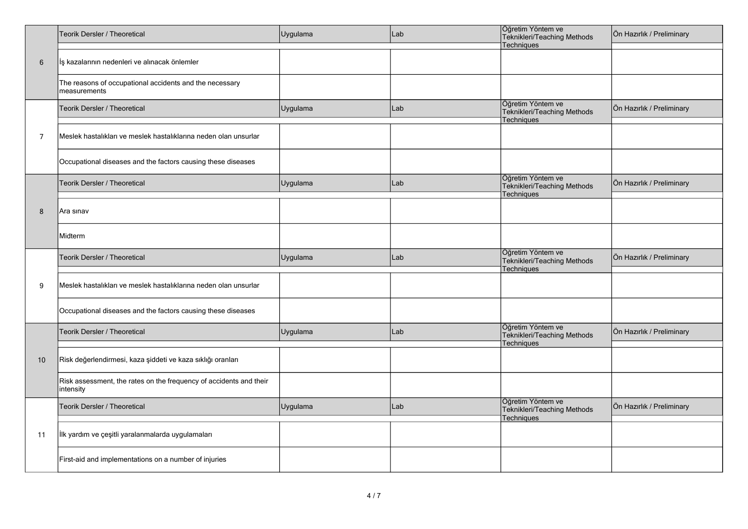| | Teorik Dersler / Theoretical | Uygulama | Lab | Öğretim Yöntem ve Teknikleri/Teaching Methods Techniques | Ön Hazırlık / Preliminary |
|---|---|---|---|---|---|
| 6 | İş kazalarının nedenleri ve alınacak önlemler | | | | |
| | The reasons of occupational accidents and the necessary measurements | | | | |
| | Teorik Dersler / Theoretical | Uygulama | Lab | Öğretim Yöntem ve Teknikleri/Teaching Methods Techniques | Ön Hazırlık / Preliminary |
| 7 | Meslek hastalıkları ve meslek hastalıklarına neden olan unsurlar | | | | |
| | Occupational diseases and the factors causing these diseases | | | | |
| | Teorik Dersler / Theoretical | Uygulama | Lab | Öğretim Yöntem ve Teknikleri/Teaching Methods Techniques | Ön Hazırlık / Preliminary |
| 8 | Ara sınav | | | | |
| | Midterm | | | | |
| | Teorik Dersler / Theoretical | Uygulama | Lab | Öğretim Yöntem ve Teknikleri/Teaching Methods Techniques | Ön Hazırlık / Preliminary |
| 9 | Meslek hastalıkları ve meslek hastalıklarına neden olan unsurlar | | | | |
| | Occupational diseases and the factors causing these diseases | | | | |
| | Teorik Dersler / Theoretical | Uygulama | Lab | Öğretim Yöntem ve Teknikleri/Teaching Methods Techniques | Ön Hazırlık / Preliminary |
| 10 | Risk değerlendirmesi, kaza şiddeti ve kaza sıklığı oranları | | | | |
| | Risk assessment, the rates on the frequency of accidents and their intensity | | | | |
| | Teorik Dersler / Theoretical | Uygulama | Lab | Öğretim Yöntem ve Teknikleri/Teaching Methods Techniques | Ön Hazırlık / Preliminary |
| 11 | İlk yardım ve çeşitli yaralanmalarda uygulamaları | | | | |
| | First-aid and implementations on a number of injuries | | | | |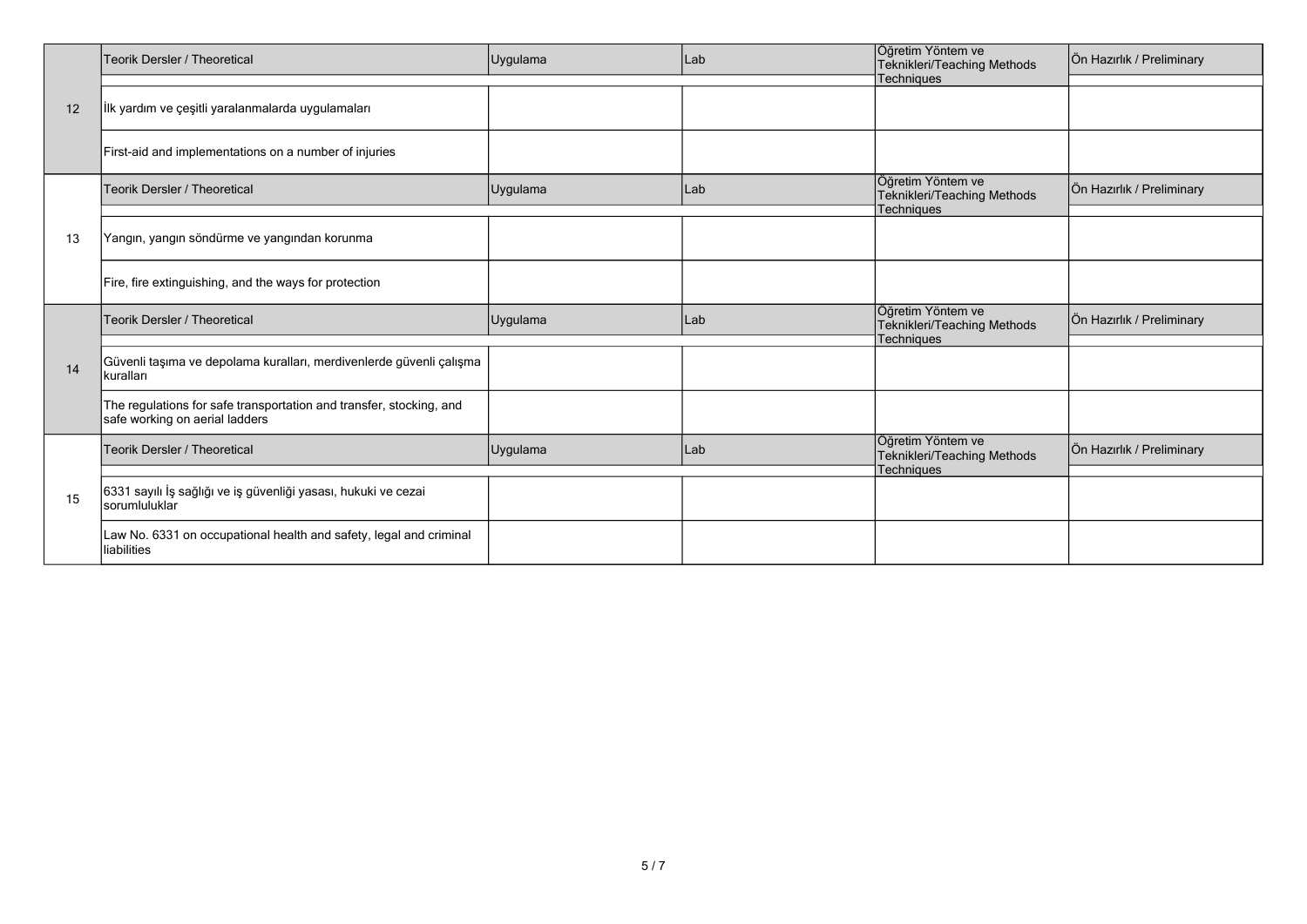| | Teorik Dersler / Theoretical | Uygulama | Lab | Öğretim Yöntem ve Teknikleri/Teaching Methods Techniques | Ön Hazırlık / Preliminary |
|---|---|---|---|---|---|
| 12 | İlk yardım ve çeşitli yaralanmalarda uygulamaları | | | | |
| | First-aid and implementations on a number of injuries | | | | |
| | Teorik Dersler / Theoretical | Uygulama | Lab | Öğretim Yöntem ve Teknikleri/Teaching Methods Techniques | Ön Hazırlık / Preliminary |
| 13 | Yangın, yangın söndürme ve yangından korunma | | | | |
| | Fire, fire extinguishing, and the ways for protection | | | | |
| | Teorik Dersler / Theoretical | Uygulama | Lab | Öğretim Yöntem ve Teknikleri/Teaching Methods Techniques | Ön Hazırlık / Preliminary |
| 14 | Güvenli taşıma ve depolama kuralları, merdivenlerde güvenli çalışma kuralları | | | | |
| | The regulations for safe transportation and transfer, stocking, and safe working on aerial ladders | | | | |
| | Teorik Dersler / Theoretical | Uygulama | Lab | Öğretim Yöntem ve Teknikleri/Teaching Methods Techniques | Ön Hazırlık / Preliminary |
| 15 | 6331 sayılı İş sağlığı ve iş güvenliği yasası, hukuki ve cezai sorumluluklar | | | | |
| | Law No. 6331 on occupational health and safety, legal and criminal liabilities | | | | |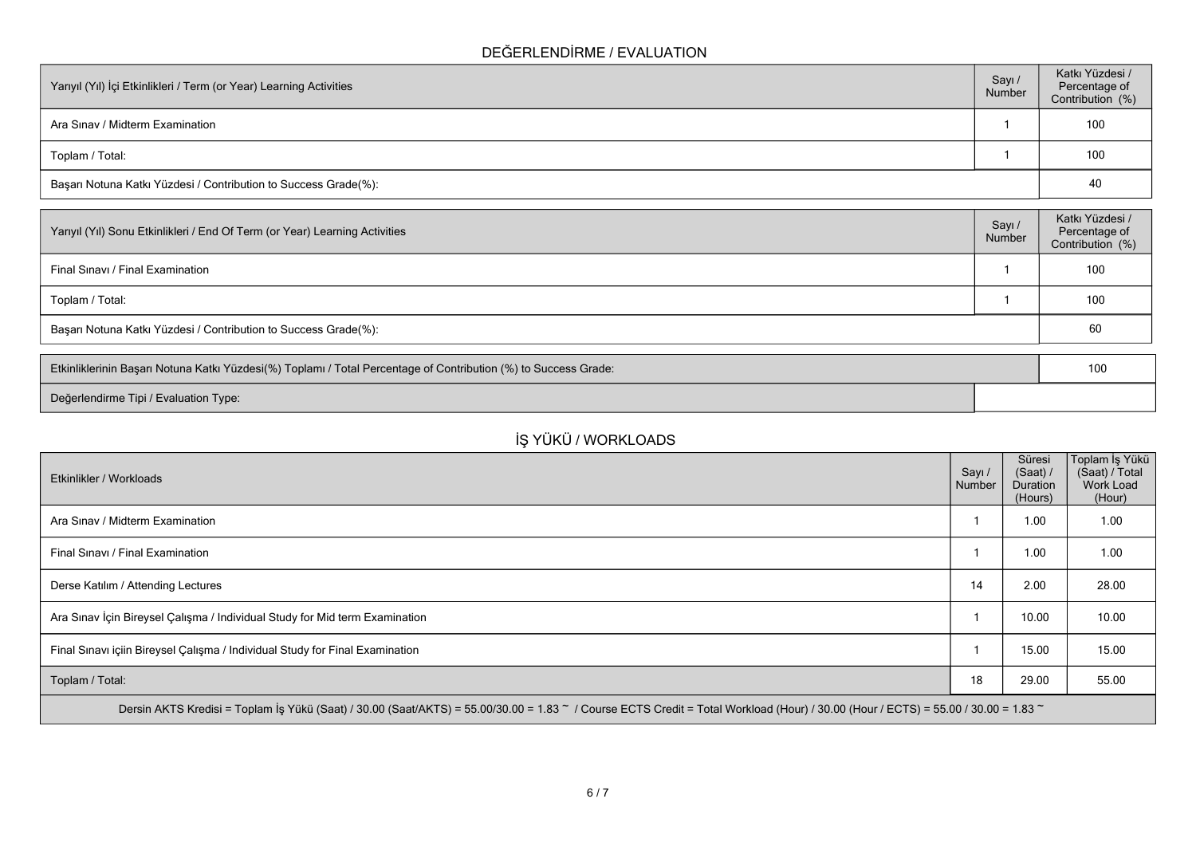## DEĞERLENDİRME / EVALUATION

| Yarıyıl (Yıl) İçi Etkinlikleri / Term (or Year) Learning Activities | Sayı / Number | Katkı Yüzdesi / Percentage of Contribution (%) |
|---|---|---|
| Ara Sınav / Midterm Examination | 1 | 100 |
| Toplam / Total: | 1 | 100 |
| Başarı Notuna Katkı Yüzdesi / Contribution to Success Grade(%): | | 40 |

| Yarıyıl (Yıl) Sonu Etkinlikleri / End Of Term (or Year) Learning Activities | Sayı / Number | Katkı Yüzdesi / Percentage of Contribution (%) |
|---|---|---|
| Final Sınavı / Final Examination | 1 | 100 |
| Toplam / Total: | 1 | 100 |
| Başarı Notuna Katkı Yüzdesi / Contribution to Success Grade(%): | | 60 |

| | |
|---|---|
| Etkinliklerinin Başarı Notuna Katkı Yüzdesi(%) Toplamı / Total Percentage of Contribution (%) to Success Grade: | 100 |
| Değerlendirme Tipi / Evaluation Type: | |

## İŞ YÜKÜ / WORKLOADS

| Etkinlikler / Workloads | Sayı / Number | Süresi (Saat) / Duration (Hours) | Toplam İş Yükü (Saat) / Total Work Load (Hour) |
|---|---|---|---|
| Ara Sınav / Midterm Examination | 1 | 1.00 | 1.00 |
| Final Sınavı / Final Examination | 1 | 1.00 | 1.00 |
| Derse Katılım / Attending Lectures | 14 | 2.00 | 28.00 |
| Ara Sınav İçin Bireysel Çalışma / Individual Study for Mid term Examination | 1 | 10.00 | 10.00 |
| Final Sınavı içiin Bireysel Çalışma / Individual Study for Final Examination | 1 | 15.00 | 15.00 |
| Toplam / Total: | 18 | 29.00 | 55.00 |

Dersin AKTS Kredisi = Toplam İş Yükü (Saat) / 30.00 (Saat/AKTS) = 55.00/30.00 = 1.83 ~ / Course ECTS Credit = Total Workload (Hour) / 30.00 (Hour / ECTS) = 55.00 / 30.00 = 1.83 ~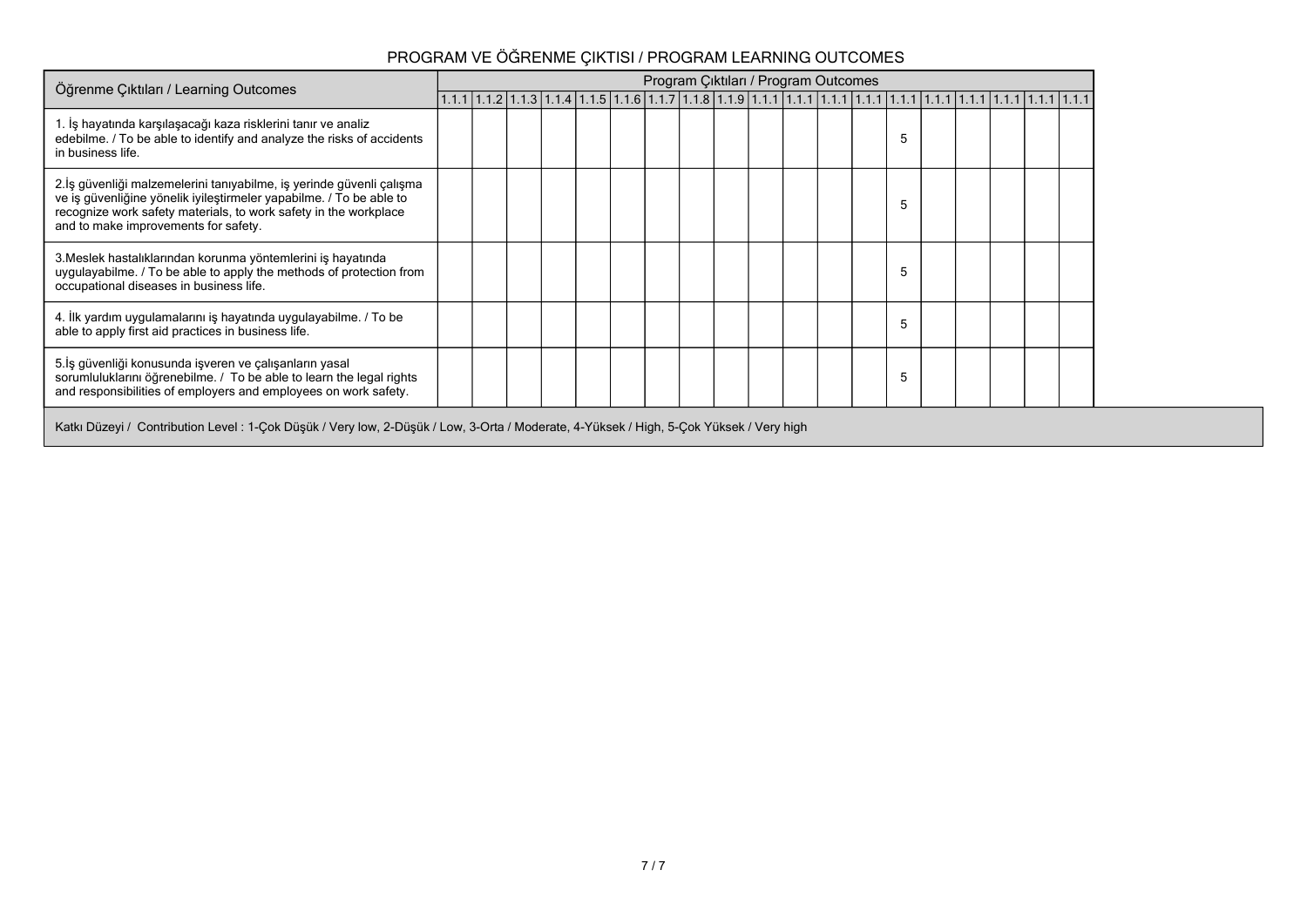## PROGRAM VE ÖĞRENME ÇIKTISI / PROGRAM LEARNING OUTCOMES

| Öğrenme Çıktıları / Learning Outcomes | Program Çıktıları / Program Outcomes | | | | | | | | | | | | | | | | | | |
|---|---|---|---|---|---|---|---|---|---|---|---|---|---|---|---|---|---|---|---|
| | 1.1.1 | 1.1.2 | 1.1.3 | 1.1.4 | 1.1.5 | 1.1.6 | 1.1.7 | 1.1.8 | 1.1.9 | 1.1.1 | 1.1.1 | 1.1.1 | 1.1.1 | 1.1.1 | 1.1.1 | 1.1.1 | 1.1.1 | 1.1.1 | 1.1.1 |
| 1. İş hayatında karşılaşacağı kaza risklerini tanır ve analiz edebilme. / To be able to identify and analyze the risks of accidents in business life. | | | | | | | | | | | | | | 5 | | | | | |
| 2.İş güvenliği malzemelerini tanıyabilme, iş yerinde güvenli çalışma ve iş güvenliğine yönelik iyileştirmeler yapabilme. / To be able to recognize work safety materials, to work safety in the workplace and to make improvements for safety. | | | | | | | | | | | | | | 5 | | | | | |
| 3.Meslek hastalıklarından korunma yöntemlerini iş hayatında uygulayabilme. / To be able to apply the methods of protection from occupational diseases in business life. | | | | | | | | | | | | | | 5 | | | | | |
| 4. İlk yardım uygulamalarını iş hayatında uygulayabilme. / To be able to apply first aid practices in business life. | | | | | | | | | | | | | | 5 | | | | | |
| 5.İş güvenliği konusunda işveren ve çalışanların yasal sorumluluklarını öğrenebilme. / To be able to learn the legal rights and responsibilities of employers and employees on work safety. | | | | | | | | | | | | | | 5 | | | | | |

Katkı Düzeyi / Contribution Level : 1-Çok Düşük / Very low, 2-Düşük / Low, 3-Orta / Moderate, 4-Yüksek / High, 5-Çok Yüksek / Very high